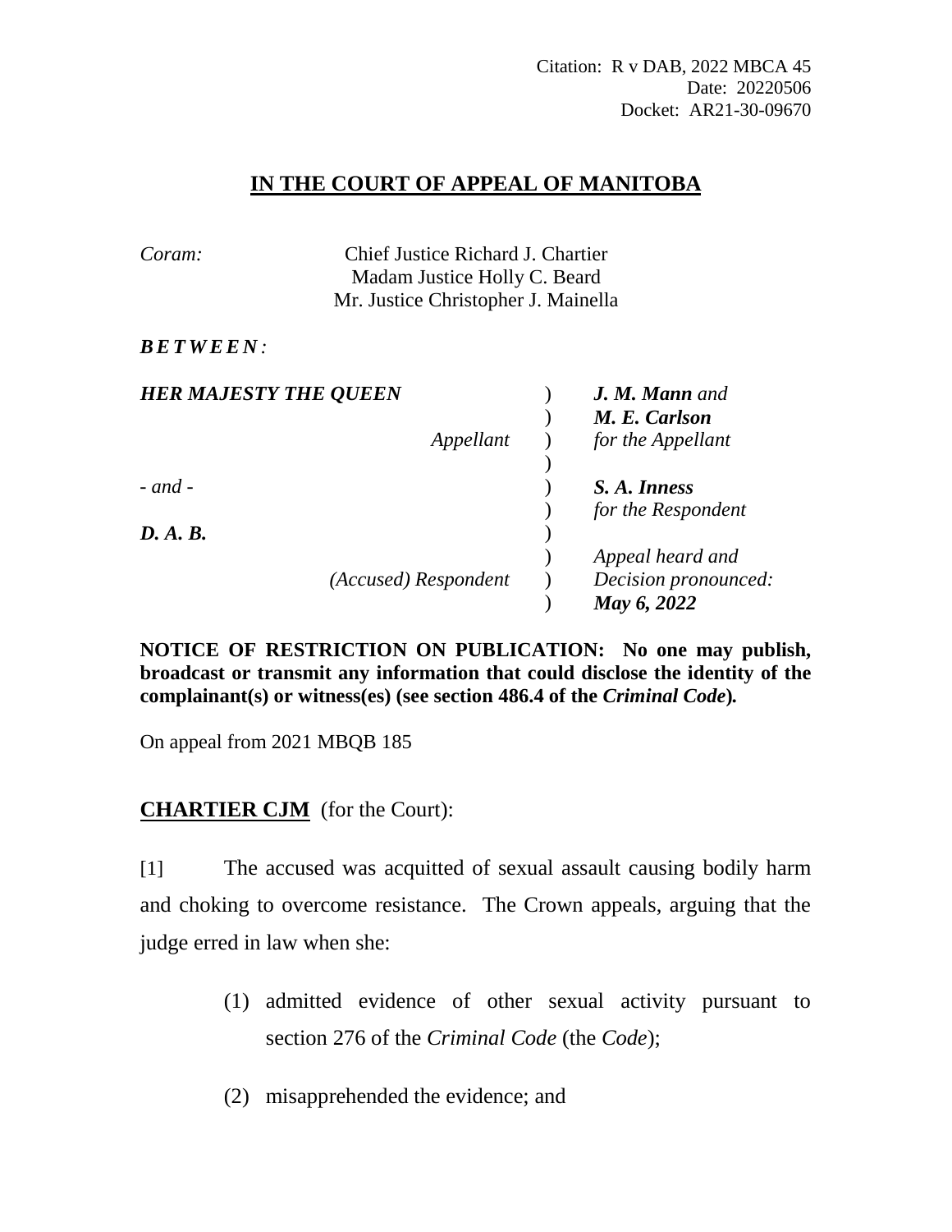Citation: R v DAB, 2022 MBCA 45
Date: 20220506
Docket: AR21-30-09670

# IN THE COURT OF APPEAL OF MANITOBA

*Coram:* Chief Justice Richard J. Chartier
Madam Justice Holly C. Beard
Mr. Justice Christopher J. Mainella

***BETWEEN:***

| | | |
|---|---|---|
| ***HER MAJESTY THE QUEEN*** | ) | ***J. M. Mann*** *and* |
| | ) | ***M. E. Carlson*** |
| *Appellant* | ) | *for the Appellant* |
| | ) | |
| *- and -* | ) | ***S. A. Inness*** |
| | ) | *for the Respondent* |
| ***D. A. B.*** | ) | |
| | ) | *Appeal heard and* |
| *(Accused) Respondent* | ) | *Decision pronounced:* |
| | ) | ***May 6, 2022*** |

**NOTICE OF RESTRICTION ON PUBLICATION: No one may publish, broadcast or transmit any information that could disclose the identity of the complainant(s) or witness(es) (see section 486.4 of the *Criminal Code*).**

On appeal from 2021 MBQB 185

**CHARTIER CJM** (for the Court):

[1] The accused was acquitted of sexual assault causing bodily harm and choking to overcome resistance. The Crown appeals, arguing that the judge erred in law when she:

(1) admitted evidence of other sexual activity pursuant to section 276 of the *Criminal Code* (the *Code*);

(2) misapprehended the evidence; and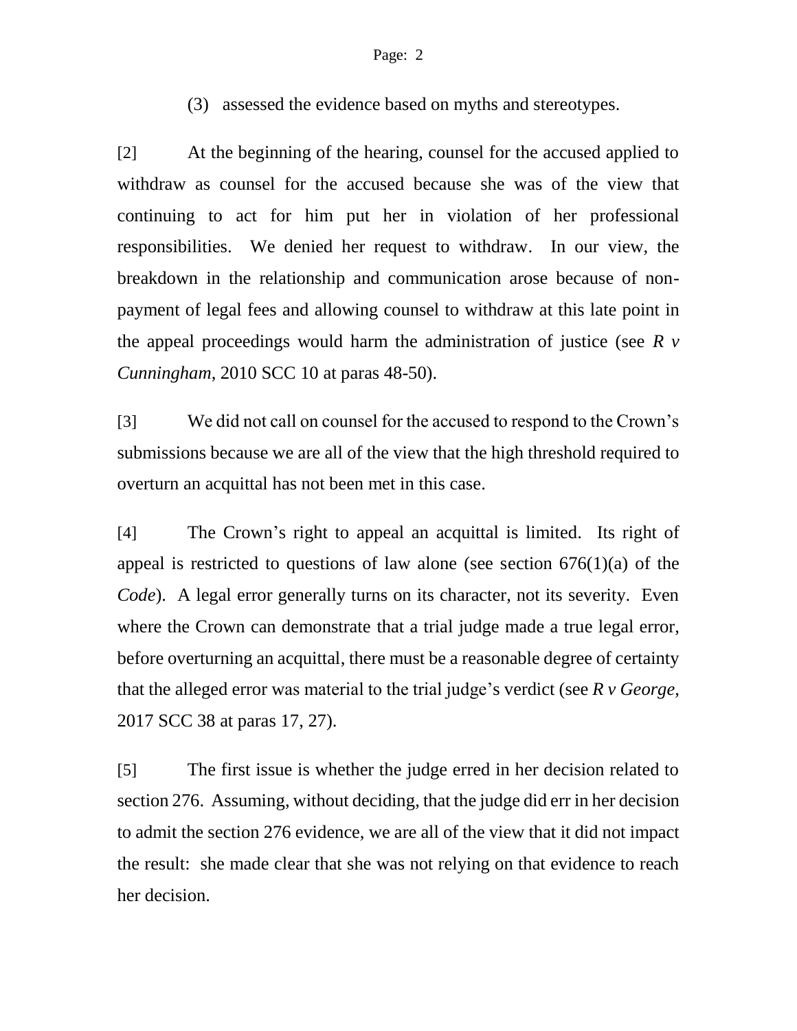(3) assessed the evidence based on myths and stereotypes.

[2] At the beginning of the hearing, counsel for the accused applied to withdraw as counsel for the accused because she was of the view that continuing to act for him put her in violation of her professional responsibilities. We denied her request to withdraw. In our view, the breakdown in the relationship and communication arose because of non-payment of legal fees and allowing counsel to withdraw at this late point in the appeal proceedings would harm the administration of justice (see *R v Cunningham*, 2010 SCC 10 at paras 48-50).

[3] We did not call on counsel for the accused to respond to the Crown's submissions because we are all of the view that the high threshold required to overturn an acquittal has not been met in this case.

[4] The Crown's right to appeal an acquittal is limited. Its right of appeal is restricted to questions of law alone (see section 676(1)(a) of the *Code*). A legal error generally turns on its character, not its severity. Even where the Crown can demonstrate that a trial judge made a true legal error, before overturning an acquittal, there must be a reasonable degree of certainty that the alleged error was material to the trial judge's verdict (see *R v George*, 2017 SCC 38 at paras 17, 27).

[5] The first issue is whether the judge erred in her decision related to section 276. Assuming, without deciding, that the judge did err in her decision to admit the section 276 evidence, we are all of the view that it did not impact the result: she made clear that she was not relying on that evidence to reach her decision.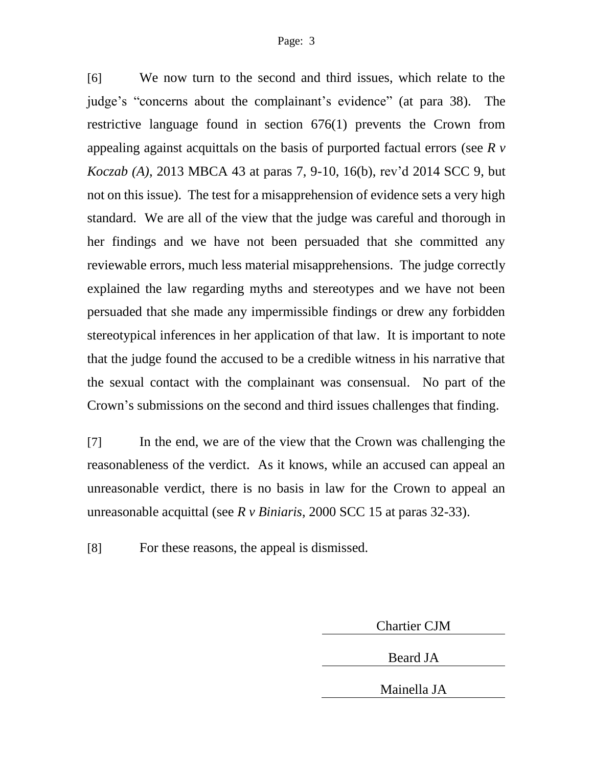[6] We now turn to the second and third issues, which relate to the judge's "concerns about the complainant's evidence" (at para 38). The restrictive language found in section 676(1) prevents the Crown from appealing against acquittals on the basis of purported factual errors (see *R v Koczab (A)*, 2013 MBCA 43 at paras 7, 9-10, 16(b), rev'd 2014 SCC 9, but not on this issue). The test for a misapprehension of evidence sets a very high standard. We are all of the view that the judge was careful and thorough in her findings and we have not been persuaded that she committed any reviewable errors, much less material misapprehensions. The judge correctly explained the law regarding myths and stereotypes and we have not been persuaded that she made any impermissible findings or drew any forbidden stereotypical inferences in her application of that law. It is important to note that the judge found the accused to be a credible witness in his narrative that the sexual contact with the complainant was consensual. No part of the Crown's submissions on the second and third issues challenges that finding.

[7] In the end, we are of the view that the Crown was challenging the reasonableness of the verdict. As it knows, while an accused can appeal an unreasonable verdict, there is no basis in law for the Crown to appeal an unreasonable acquittal (see *R v Biniaris*, 2000 SCC 15 at paras 32-33).

[8] For these reasons, the appeal is dismissed.

Chartier CJM

Beard JA

Mainella JA